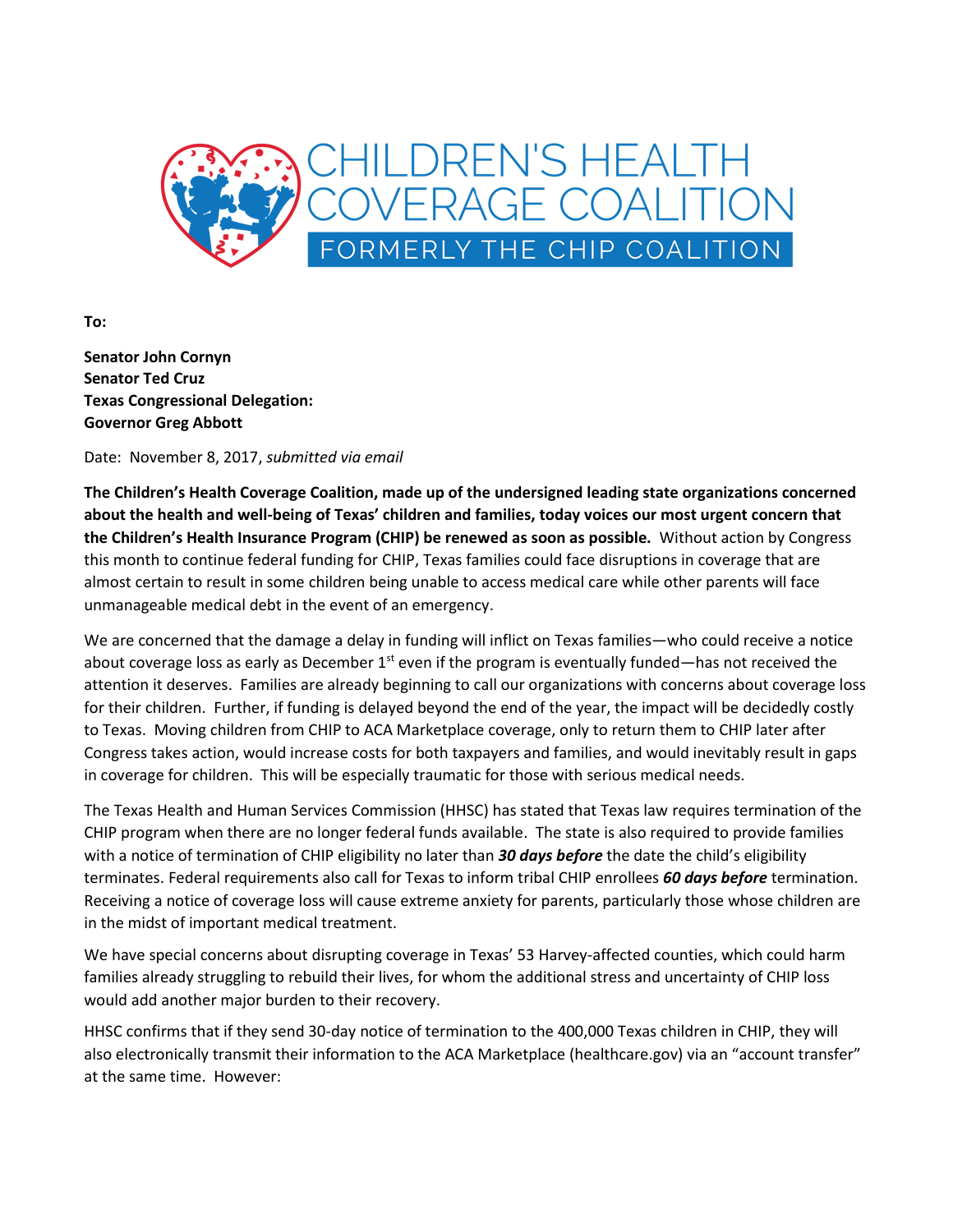# CHILDREN'S HEALTH COVERAGE COALITION

FORMERLY THE CHIP COALITION

**To:**

**Senator John Cornyn**
**Senator Ted Cruz**
**Texas Congressional Delegation:**
**Governor Greg Abbott**

Date: November 8, 2017, *submitted via email*

**The Children's Health Coverage Coalition, made up of the undersigned leading state organizations concerned about the health and well-being of Texas' children and families, today voices our most urgent concern that the Children's Health Insurance Program (CHIP) be renewed as soon as possible.** Without action by Congress this month to continue federal funding for CHIP, Texas families could face disruptions in coverage that are almost certain to result in some children being unable to access medical care while other parents will face unmanageable medical debt in the event of an emergency.

We are concerned that the damage a delay in funding will inflict on Texas families—who could receive a notice about coverage loss as early as December 1st even if the program is eventually funded—has not received the attention it deserves. Families are already beginning to call our organizations with concerns about coverage loss for their children. Further, if funding is delayed beyond the end of the year, the impact will be decidedly costly to Texas. Moving children from CHIP to ACA Marketplace coverage, only to return them to CHIP later after Congress takes action, would increase costs for both taxpayers and families, and would inevitably result in gaps in coverage for children. This will be especially traumatic for those with serious medical needs.

The Texas Health and Human Services Commission (HHSC) has stated that Texas law requires termination of the CHIP program when there are no longer federal funds available. The state is also required to provide families with a notice of termination of CHIP eligibility no later than ***30 days before*** the date the child's eligibility terminates. Federal requirements also call for Texas to inform tribal CHIP enrollees ***60 days before*** termination. Receiving a notice of coverage loss will cause extreme anxiety for parents, particularly those whose children are in the midst of important medical treatment.

We have special concerns about disrupting coverage in Texas' 53 Harvey-affected counties, which could harm families already struggling to rebuild their lives, for whom the additional stress and uncertainty of CHIP loss would add another major burden to their recovery.

HHSC confirms that if they send 30-day notice of termination to the 400,000 Texas children in CHIP, they will also electronically transmit their information to the ACA Marketplace (healthcare.gov) via an "account transfer" at the same time. However: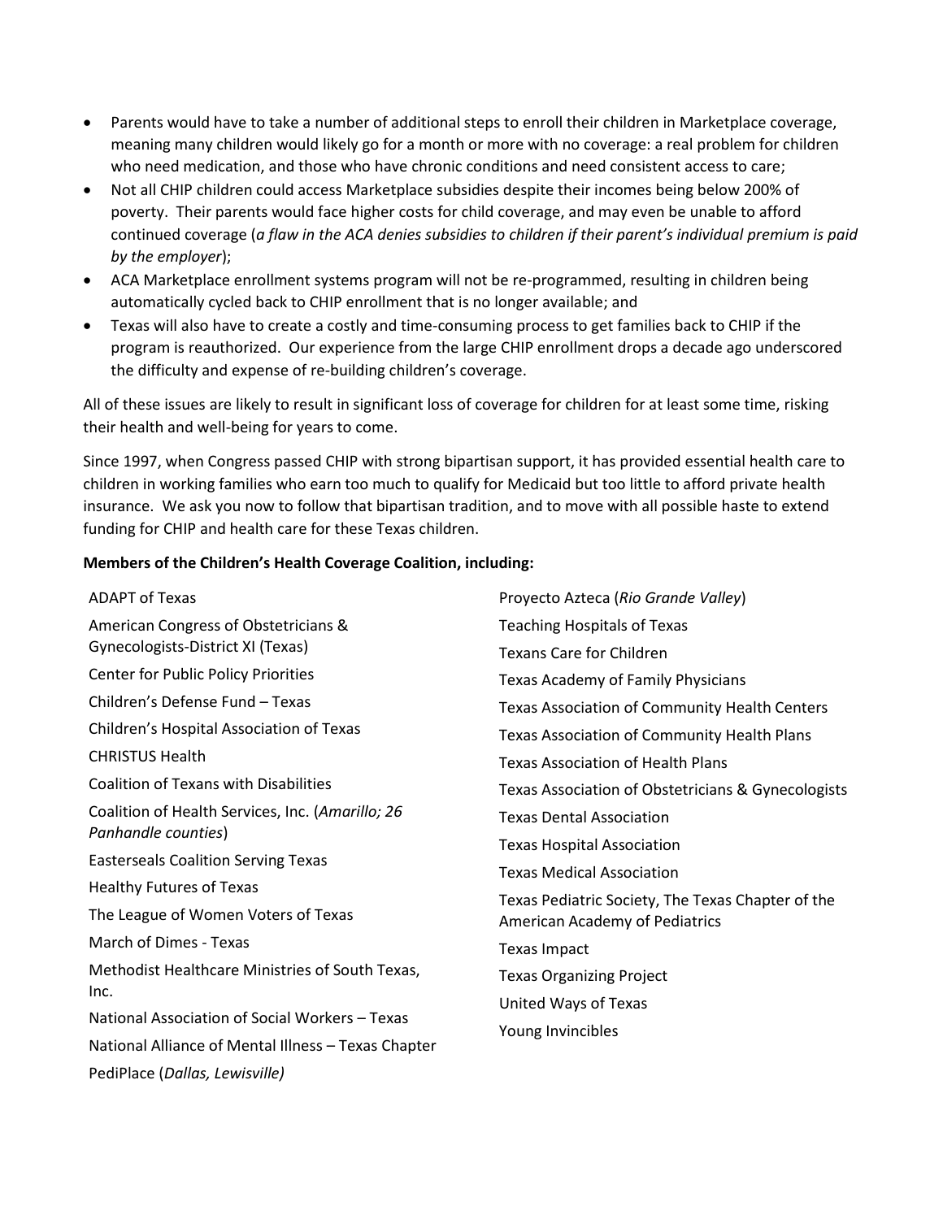- Parents would have to take a number of additional steps to enroll their children in Marketplace coverage, meaning many children would likely go for a month or more with no coverage: a real problem for children who need medication, and those who have chronic conditions and need consistent access to care;
- Not all CHIP children could access Marketplace subsidies despite their incomes being below 200% of poverty. Their parents would face higher costs for child coverage, and may even be unable to afford continued coverage (*a flaw in the ACA denies subsidies to children if their parent's individual premium is paid by the employer*);
- ACA Marketplace enrollment systems program will not be re-programmed, resulting in children being automatically cycled back to CHIP enrollment that is no longer available; and
- Texas will also have to create a costly and time-consuming process to get families back to CHIP if the program is reauthorized. Our experience from the large CHIP enrollment drops a decade ago underscored the difficulty and expense of re-building children's coverage.

All of these issues are likely to result in significant loss of coverage for children for at least some time, risking their health and well-being for years to come.

Since 1997, when Congress passed CHIP with strong bipartisan support, it has provided essential health care to children in working families who earn too much to qualify for Medicaid but too little to afford private health insurance. We ask you now to follow that bipartisan tradition, and to move with all possible haste to extend funding for CHIP and health care for these Texas children.

**Members of the Children's Health Coverage Coalition, including:**

ADAPT of Texas

American Congress of Obstetricians & Gynecologists-District XI (Texas)

Center for Public Policy Priorities

Children's Defense Fund – Texas

Children's Hospital Association of Texas

CHRISTUS Health

Coalition of Texans with Disabilities

Coalition of Health Services, Inc. (*Amarillo; 26 Panhandle counties*)

Easterseals Coalition Serving Texas

Healthy Futures of Texas

The League of Women Voters of Texas

March of Dimes - Texas

Methodist Healthcare Ministries of South Texas, Inc.

National Association of Social Workers – Texas

National Alliance of Mental Illness – Texas Chapter

PediPlace (*Dallas, Lewisville)*

Proyecto Azteca (*Rio Grande Valley*)

Teaching Hospitals of Texas

Texans Care for Children

Texas Academy of Family Physicians

Texas Association of Community Health Centers

Texas Association of Community Health Plans

Texas Association of Health Plans

Texas Association of Obstetricians & Gynecologists

Texas Dental Association

Texas Hospital Association

Texas Medical Association

Texas Pediatric Society, The Texas Chapter of the American Academy of Pediatrics

Texas Impact

Texas Organizing Project

United Ways of Texas

Young Invincibles